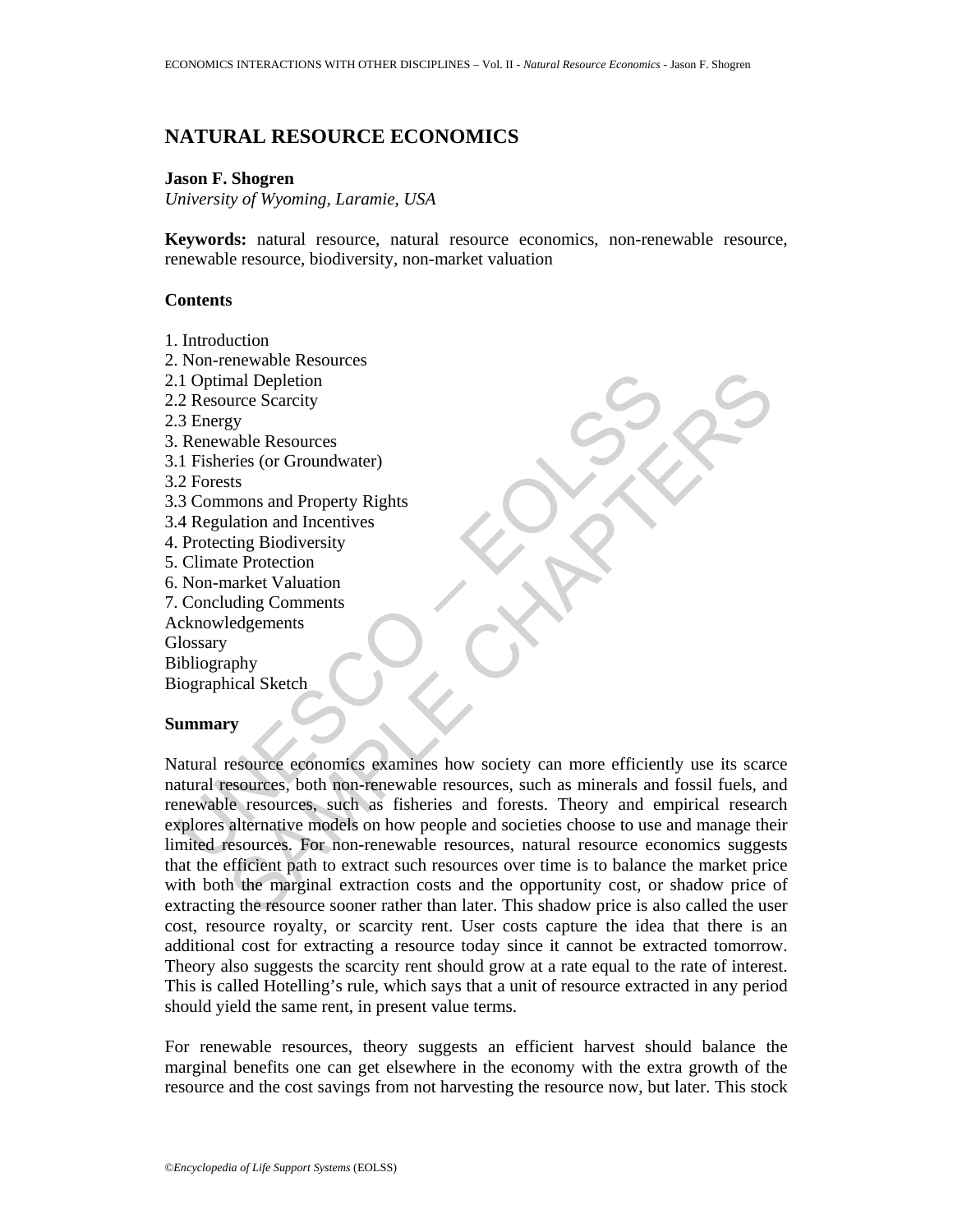# NATURAL RESOURCE ECONOMICS

**Jason F. Shogren**

*University of Wyoming, Laramie, USA*

**Keywords:** natural resource, natural resource economics, non-renewable resource, renewable resource, biodiversity, non-market valuation

**Contents**

1. Introduction
2. Non-renewable Resources
2.1 Optimal Depletion
2.2 Resource Scarcity
2.3 Energy
3. Renewable Resources
3.1 Fisheries (or Groundwater)
3.2 Forests
3.3 Commons and Property Rights
3.4 Regulation and Incentives
4. Protecting Biodiversity
5. Climate Protection
6. Non-market Valuation
7. Concluding Comments

Acknowledgements
Glossary
Bibliography
Biographical Sketch

**Summary**

Natural resource economics examines how society can more efficiently use its scarce natural resources, both non-renewable resources, such as minerals and fossil fuels, and renewable resources, such as fisheries and forests. Theory and empirical research explores alternative models on how people and societies choose to use and manage their limited resources. For non-renewable resources, natural resource economics suggests that the efficient path to extract such resources over time is to balance the market price with both the marginal extraction costs and the opportunity cost, or shadow price of extracting the resource sooner rather than later. This shadow price is also called the user cost, resource royalty, or scarcity rent. User costs capture the idea that there is an additional cost for extracting a resource today since it cannot be extracted tomorrow. Theory also suggests the scarcity rent should grow at a rate equal to the rate of interest. This is called Hotelling's rule, which says that a unit of resource extracted in any period should yield the same rent, in present value terms.

For renewable resources, theory suggests an efficient harvest should balance the marginal benefits one can get elsewhere in the economy with the extra growth of the resource and the cost savings from not harvesting the resource now, but later. This stock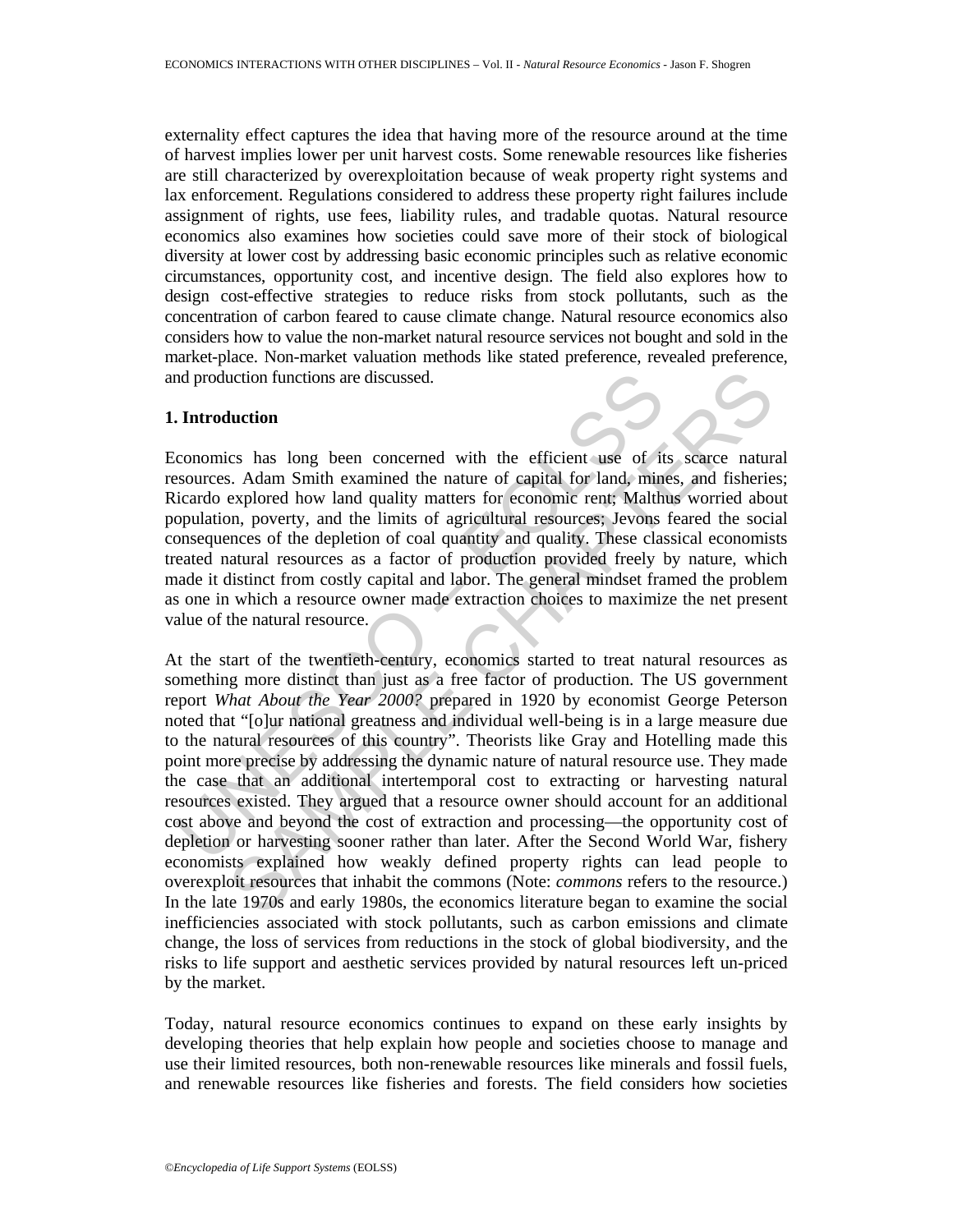externality effect captures the idea that having more of the resource around at the time of harvest implies lower per unit harvest costs. Some renewable resources like fisheries are still characterized by overexploitation because of weak property right systems and lax enforcement. Regulations considered to address these property right failures include assignment of rights, use fees, liability rules, and tradable quotas. Natural resource economics also examines how societies could save more of their stock of biological diversity at lower cost by addressing basic economic principles such as relative economic circumstances, opportunity cost, and incentive design. The field also explores how to design cost-effective strategies to reduce risks from stock pollutants, such as the concentration of carbon feared to cause climate change. Natural resource economics also considers how to value the non-market natural resource services not bought and sold in the market-place. Non-market valuation methods like stated preference, revealed preference, and production functions are discussed.

## 1. Introduction

Economics has long been concerned with the efficient use of its scarce natural resources. Adam Smith examined the nature of capital for land, mines, and fisheries; Ricardo explored how land quality matters for economic rent; Malthus worried about population, poverty, and the limits of agricultural resources; Jevons feared the social consequences of the depletion of coal quantity and quality. These classical economists treated natural resources as a factor of production provided freely by nature, which made it distinct from costly capital and labor. The general mindset framed the problem as one in which a resource owner made extraction choices to maximize the net present value of the natural resource.

At the start of the twentieth-century, economics started to treat natural resources as something more distinct than just as a free factor of production. The US government report *What About the Year 2000?* prepared in 1920 by economist George Peterson noted that "[o]ur national greatness and individual well-being is in a large measure due to the natural resources of this country". Theorists like Gray and Hotelling made this point more precise by addressing the dynamic nature of natural resource use. They made the case that an additional intertemporal cost to extracting or harvesting natural resources existed. They argued that a resource owner should account for an additional cost above and beyond the cost of extraction and processing—the opportunity cost of depletion or harvesting sooner rather than later. After the Second World War, fishery economists explained how weakly defined property rights can lead people to overexploit resources that inhabit the commons (Note: *commons* refers to the resource.) In the late 1970s and early 1980s, the economics literature began to examine the social inefficiencies associated with stock pollutants, such as carbon emissions and climate change, the loss of services from reductions in the stock of global biodiversity, and the risks to life support and aesthetic services provided by natural resources left un-priced by the market.

Today, natural resource economics continues to expand on these early insights by developing theories that help explain how people and societies choose to manage and use their limited resources, both non-renewable resources like minerals and fossil fuels, and renewable resources like fisheries and forests. The field considers how societies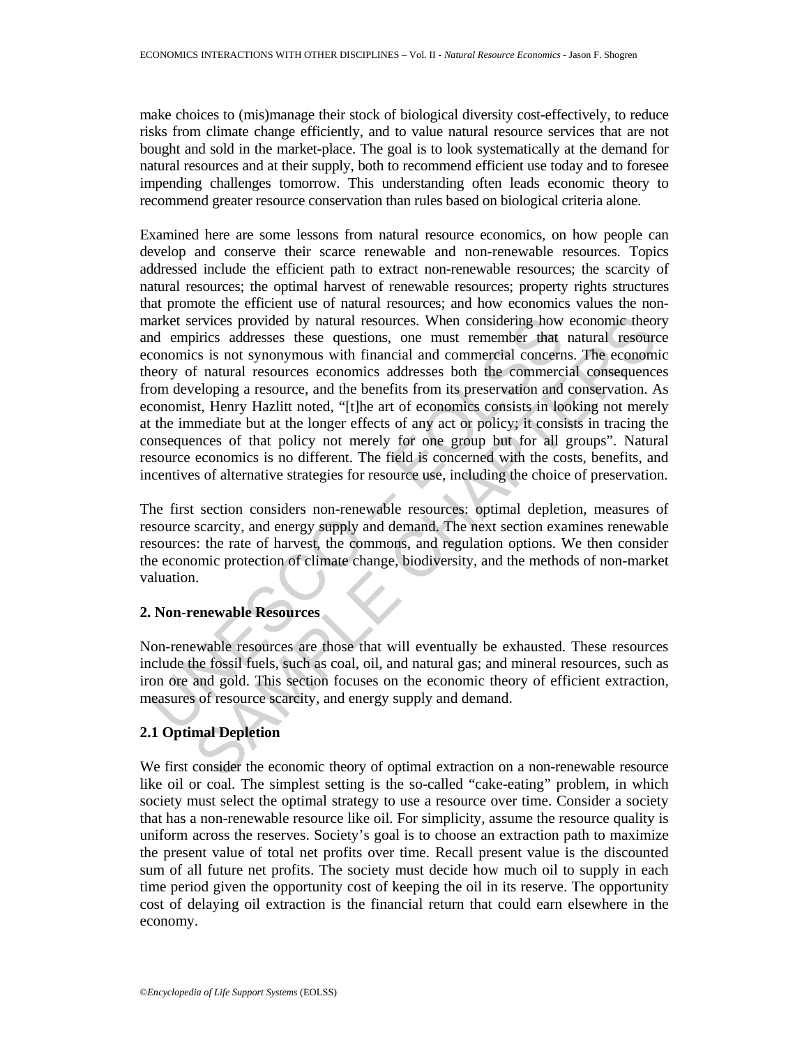make choices to (mis)manage their stock of biological diversity cost-effectively, to reduce risks from climate change efficiently, and to value natural resource services that are not bought and sold in the market-place. The goal is to look systematically at the demand for natural resources and at their supply, both to recommend efficient use today and to foresee impending challenges tomorrow. This understanding often leads economic theory to recommend greater resource conservation than rules based on biological criteria alone.

Examined here are some lessons from natural resource economics, on how people can develop and conserve their scarce renewable and non-renewable resources. Topics addressed include the efficient path to extract non-renewable resources; the scarcity of natural resources; the optimal harvest of renewable resources; property rights structures that promote the efficient use of natural resources; and how economics values the non-market services provided by natural resources. When considering how economic theory and empirics addresses these questions, one must remember that natural resource economics is not synonymous with financial and commercial concerns. The economic theory of natural resources economics addresses both the commercial consequences from developing a resource, and the benefits from its preservation and conservation. As economist, Henry Hazlitt noted, "[t]he art of economics consists in looking not merely at the immediate but at the longer effects of any act or policy; it consists in tracing the consequences of that policy not merely for one group but for all groups". Natural resource economics is no different. The field is concerned with the costs, benefits, and incentives of alternative strategies for resource use, including the choice of preservation.

The first section considers non-renewable resources: optimal depletion, measures of resource scarcity, and energy supply and demand. The next section examines renewable resources: the rate of harvest, the commons, and regulation options. We then consider the economic protection of climate change, biodiversity, and the methods of non-market valuation.

## 2. Non-renewable Resources

Non-renewable resources are those that will eventually be exhausted. These resources include the fossil fuels, such as coal, oil, and natural gas; and mineral resources, such as iron ore and gold. This section focuses on the economic theory of efficient extraction, measures of resource scarcity, and energy supply and demand.

### 2.1 Optimal Depletion

We first consider the economic theory of optimal extraction on a non-renewable resource like oil or coal. The simplest setting is the so-called "cake-eating" problem, in which society must select the optimal strategy to use a resource over time. Consider a society that has a non-renewable resource like oil. For simplicity, assume the resource quality is uniform across the reserves. Society's goal is to choose an extraction path to maximize the present value of total net profits over time. Recall present value is the discounted sum of all future net profits. The society must decide how much oil to supply in each time period given the opportunity cost of keeping the oil in its reserve. The opportunity cost of delaying oil extraction is the financial return that could earn elsewhere in the economy.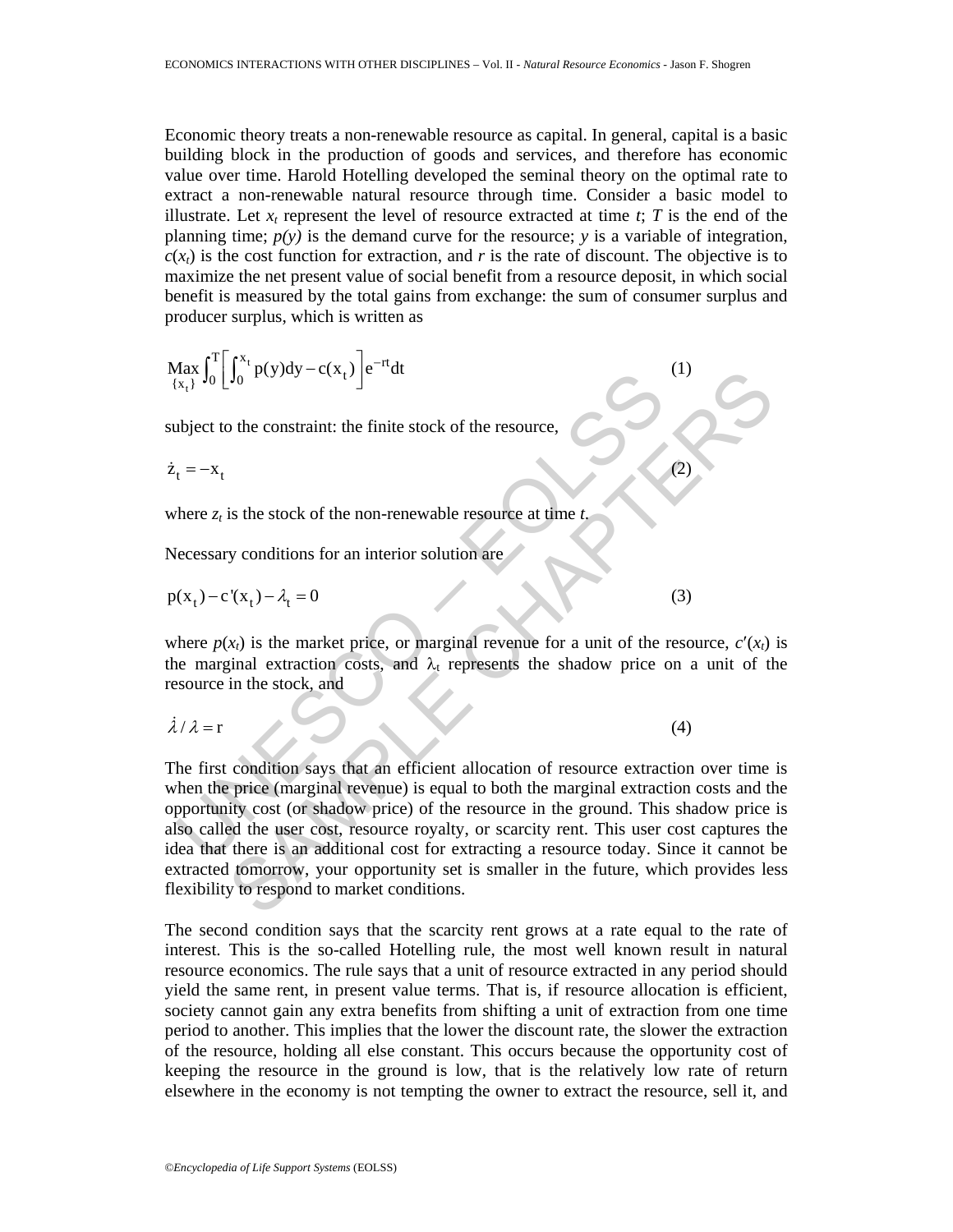Economic theory treats a non-renewable resource as capital. In general, capital is a basic building block in the production of goods and services, and therefore has economic value over time. Harold Hotelling developed the seminal theory on the optimal rate to extract a non-renewable natural resource through time. Consider a basic model to illustrate. Let $x_t$ represent the level of resource extracted at time $t$; $T$ is the end of the planning time; $p(y)$ is the demand curve for the resource; $y$ is a variable of integration, $c(x_t)$ is the cost function for extraction, and $r$ is the rate of discount. The objective is to maximize the net present value of social benefit from a resource deposit, in which social benefit is measured by the total gains from exchange: the sum of consumer surplus and producer surplus, which is written as

$$\underset{\{x_t\}}{\text{Max}} \int_0^T \left[ \int_0^{x_t} p(y)dy - c(x_t) \right] e^{-rt} dt \tag{1}$$

subject to the constraint: the finite stock of the resource,

$$\dot{z}_t = -x_t \tag{2}$$

where $z_t$ is the stock of the non-renewable resource at time $t$.

Necessary conditions for an interior solution are

$$p(x_t) - c'(x_t) - \lambda_t = 0 \tag{3}$$

where $p(x_t)$ is the market price, or marginal revenue for a unit of the resource, $c'(x_t)$ is the marginal extraction costs, and $\lambda_t$ represents the shadow price on a unit of the resource in the stock, and

$$\dot{\lambda} / \lambda = r \tag{4}$$

The first condition says that an efficient allocation of resource extraction over time is when the price (marginal revenue) is equal to both the marginal extraction costs and the opportunity cost (or shadow price) of the resource in the ground. This shadow price is also called the user cost, resource royalty, or scarcity rent. This user cost captures the idea that there is an additional cost for extracting a resource today. Since it cannot be extracted tomorrow, your opportunity set is smaller in the future, which provides less flexibility to respond to market conditions.

The second condition says that the scarcity rent grows at a rate equal to the rate of interest. This is the so-called Hotelling rule, the most well known result in natural resource economics. The rule says that a unit of resource extracted in any period should yield the same rent, in present value terms. That is, if resource allocation is efficient, society cannot gain any extra benefits from shifting a unit of extraction from one time period to another. This implies that the lower the discount rate, the slower the extraction of the resource, holding all else constant. This occurs because the opportunity cost of keeping the resource in the ground is low, that is the relatively low rate of return elsewhere in the economy is not tempting the owner to extract the resource, sell it, and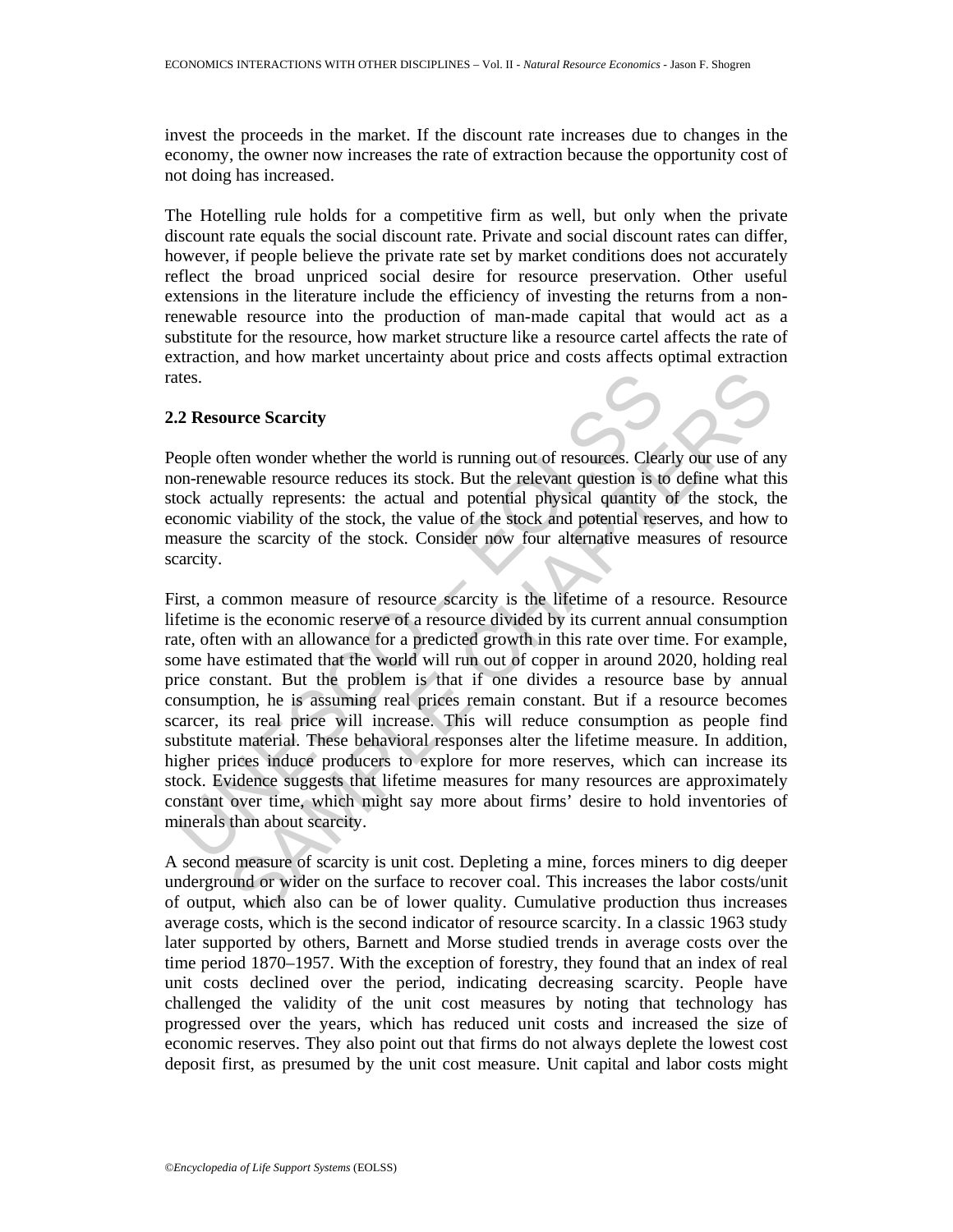invest the proceeds in the market. If the discount rate increases due to changes in the economy, the owner now increases the rate of extraction because the opportunity cost of not doing has increased.

The Hotelling rule holds for a competitive firm as well, but only when the private discount rate equals the social discount rate. Private and social discount rates can differ, however, if people believe the private rate set by market conditions does not accurately reflect the broad unpriced social desire for resource preservation. Other useful extensions in the literature include the efficiency of investing the returns from a non-renewable resource into the production of man-made capital that would act as a substitute for the resource, how market structure like a resource cartel affects the rate of extraction, and how market uncertainty about price and costs affects optimal extraction rates.

### 2.2 Resource Scarcity

People often wonder whether the world is running out of resources. Clearly our use of any non-renewable resource reduces its stock. But the relevant question is to define what this stock actually represents: the actual and potential physical quantity of the stock, the economic viability of the stock, the value of the stock and potential reserves, and how to measure the scarcity of the stock. Consider now four alternative measures of resource scarcity.

First, a common measure of resource scarcity is the lifetime of a resource. Resource lifetime is the economic reserve of a resource divided by its current annual consumption rate, often with an allowance for a predicted growth in this rate over time. For example, some have estimated that the world will run out of copper in around 2020, holding real price constant. But the problem is that if one divides a resource base by annual consumption, he is assuming real prices remain constant. But if a resource becomes scarcer, its real price will increase. This will reduce consumption as people find substitute material. These behavioral responses alter the lifetime measure. In addition, higher prices induce producers to explore for more reserves, which can increase its stock. Evidence suggests that lifetime measures for many resources are approximately constant over time, which might say more about firms' desire to hold inventories of minerals than about scarcity.

A second measure of scarcity is unit cost. Depleting a mine, forces miners to dig deeper underground or wider on the surface to recover coal. This increases the labor costs/unit of output, which also can be of lower quality. Cumulative production thus increases average costs, which is the second indicator of resource scarcity. In a classic 1963 study later supported by others, Barnett and Morse studied trends in average costs over the time period 1870–1957. With the exception of forestry, they found that an index of real unit costs declined over the period, indicating decreasing scarcity. People have challenged the validity of the unit cost measures by noting that technology has progressed over the years, which has reduced unit costs and increased the size of economic reserves. They also point out that firms do not always deplete the lowest cost deposit first, as presumed by the unit cost measure. Unit capital and labor costs might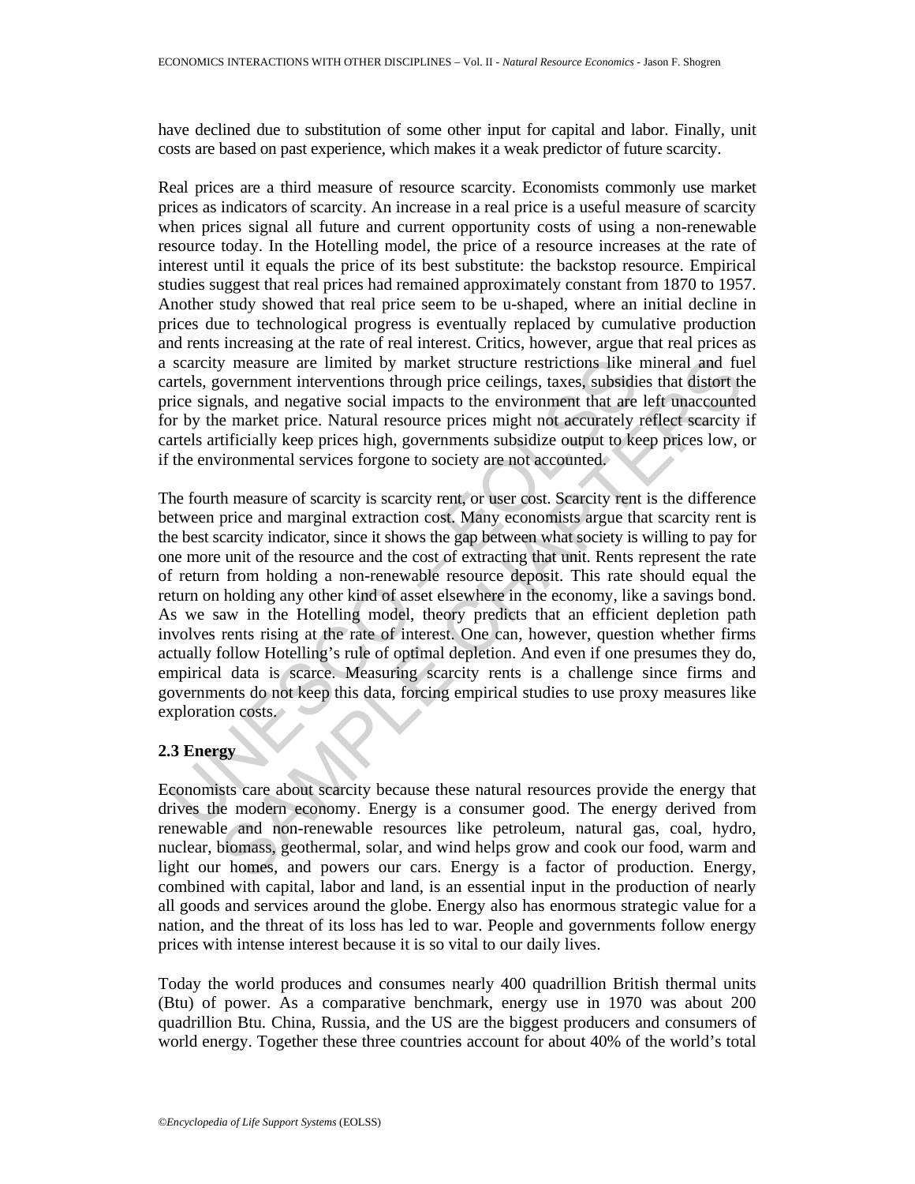have declined due to substitution of some other input for capital and labor. Finally, unit costs are based on past experience, which makes it a weak predictor of future scarcity.

Real prices are a third measure of resource scarcity. Economists commonly use market prices as indicators of scarcity. An increase in a real price is a useful measure of scarcity when prices signal all future and current opportunity costs of using a non-renewable resource today. In the Hotelling model, the price of a resource increases at the rate of interest until it equals the price of its best substitute: the backstop resource. Empirical studies suggest that real prices had remained approximately constant from 1870 to 1957. Another study showed that real price seem to be u-shaped, where an initial decline in prices due to technological progress is eventually replaced by cumulative production and rents increasing at the rate of real interest. Critics, however, argue that real prices as a scarcity measure are limited by market structure restrictions like mineral and fuel cartels, government interventions through price ceilings, taxes, subsidies that distort the price signals, and negative social impacts to the environment that are left unaccounted for by the market price. Natural resource prices might not accurately reflect scarcity if cartels artificially keep prices high, governments subsidize output to keep prices low, or if the environmental services forgone to society are not accounted.

The fourth measure of scarcity is scarcity rent, or user cost. Scarcity rent is the difference between price and marginal extraction cost. Many economists argue that scarcity rent is the best scarcity indicator, since it shows the gap between what society is willing to pay for one more unit of the resource and the cost of extracting that unit. Rents represent the rate of return from holding a non-renewable resource deposit. This rate should equal the return on holding any other kind of asset elsewhere in the economy, like a savings bond. As we saw in the Hotelling model, theory predicts that an efficient depletion path involves rents rising at the rate of interest. One can, however, question whether firms actually follow Hotelling's rule of optimal depletion. And even if one presumes they do, empirical data is scarce. Measuring scarcity rents is a challenge since firms and governments do not keep this data, forcing empirical studies to use proxy measures like exploration costs.

### 2.3 Energy

Economists care about scarcity because these natural resources provide the energy that drives the modern economy. Energy is a consumer good. The energy derived from renewable and non-renewable resources like petroleum, natural gas, coal, hydro, nuclear, biomass, geothermal, solar, and wind helps grow and cook our food, warm and light our homes, and powers our cars. Energy is a factor of production. Energy, combined with capital, labor and land, is an essential input in the production of nearly all goods and services around the globe. Energy also has enormous strategic value for a nation, and the threat of its loss has led to war. People and governments follow energy prices with intense interest because it is so vital to our daily lives.

Today the world produces and consumes nearly 400 quadrillion British thermal units (Btu) of power. As a comparative benchmark, energy use in 1970 was about 200 quadrillion Btu. China, Russia, and the US are the biggest producers and consumers of world energy. Together these three countries account for about 40% of the world's total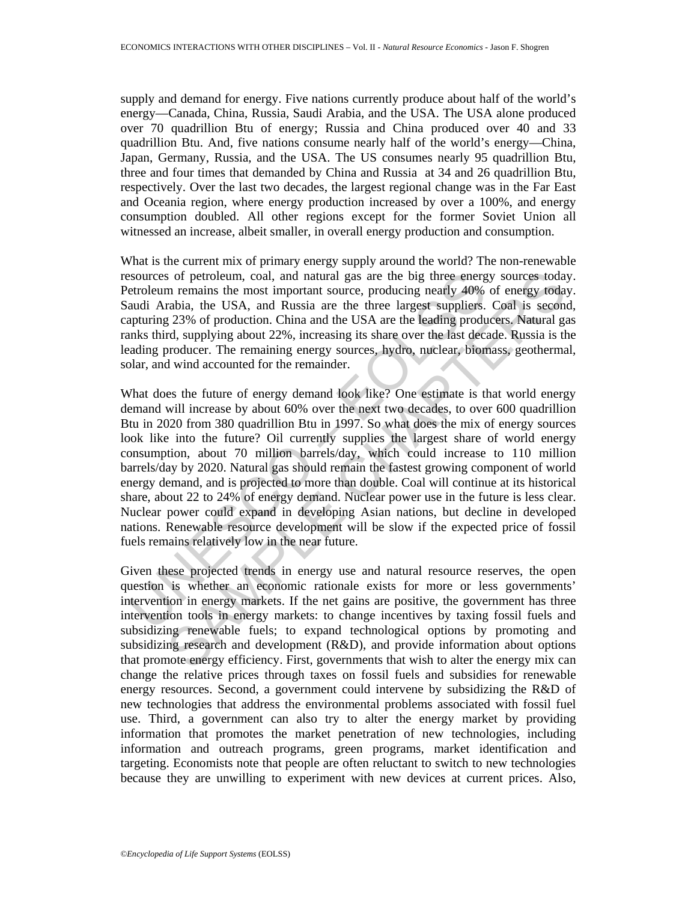supply and demand for energy. Five nations currently produce about half of the world's energy—Canada, China, Russia, Saudi Arabia, and the USA. The USA alone produced over 70 quadrillion Btu of energy; Russia and China produced over 40 and 33 quadrillion Btu. And, five nations consume nearly half of the world's energy—China, Japan, Germany, Russia, and the USA. The US consumes nearly 95 quadrillion Btu, three and four times that demanded by China and Russia at 34 and 26 quadrillion Btu, respectively. Over the last two decades, the largest regional change was in the Far East and Oceania region, where energy production increased by over a 100%, and energy consumption doubled. All other regions except for the former Soviet Union all witnessed an increase, albeit smaller, in overall energy production and consumption.

What is the current mix of primary energy supply around the world? The non-renewable resources of petroleum, coal, and natural gas are the big three energy sources today. Petroleum remains the most important source, producing nearly 40% of energy today. Saudi Arabia, the USA, and Russia are the three largest suppliers. Coal is second, capturing 23% of production. China and the USA are the leading producers. Natural gas ranks third, supplying about 22%, increasing its share over the last decade. Russia is the leading producer. The remaining energy sources, hydro, nuclear, biomass, geothermal, solar, and wind accounted for the remainder.

What does the future of energy demand look like? One estimate is that world energy demand will increase by about 60% over the next two decades, to over 600 quadrillion Btu in 2020 from 380 quadrillion Btu in 1997. So what does the mix of energy sources look like into the future? Oil currently supplies the largest share of world energy consumption, about 70 million barrels/day, which could increase to 110 million barrels/day by 2020. Natural gas should remain the fastest growing component of world energy demand, and is projected to more than double. Coal will continue at its historical share, about 22 to 24% of energy demand. Nuclear power use in the future is less clear. Nuclear power could expand in developing Asian nations, but decline in developed nations. Renewable resource development will be slow if the expected price of fossil fuels remains relatively low in the near future.

Given these projected trends in energy use and natural resource reserves, the open question is whether an economic rationale exists for more or less governments' intervention in energy markets. If the net gains are positive, the government has three intervention tools in energy markets: to change incentives by taxing fossil fuels and subsidizing renewable fuels; to expand technological options by promoting and subsidizing research and development (R&D), and provide information about options that promote energy efficiency. First, governments that wish to alter the energy mix can change the relative prices through taxes on fossil fuels and subsidies for renewable energy resources. Second, a government could intervene by subsidizing the R&D of new technologies that address the environmental problems associated with fossil fuel use. Third, a government can also try to alter the energy market by providing information that promotes the market penetration of new technologies, including information and outreach programs, green programs, market identification and targeting. Economists note that people are often reluctant to switch to new technologies because they are unwilling to experiment with new devices at current prices. Also,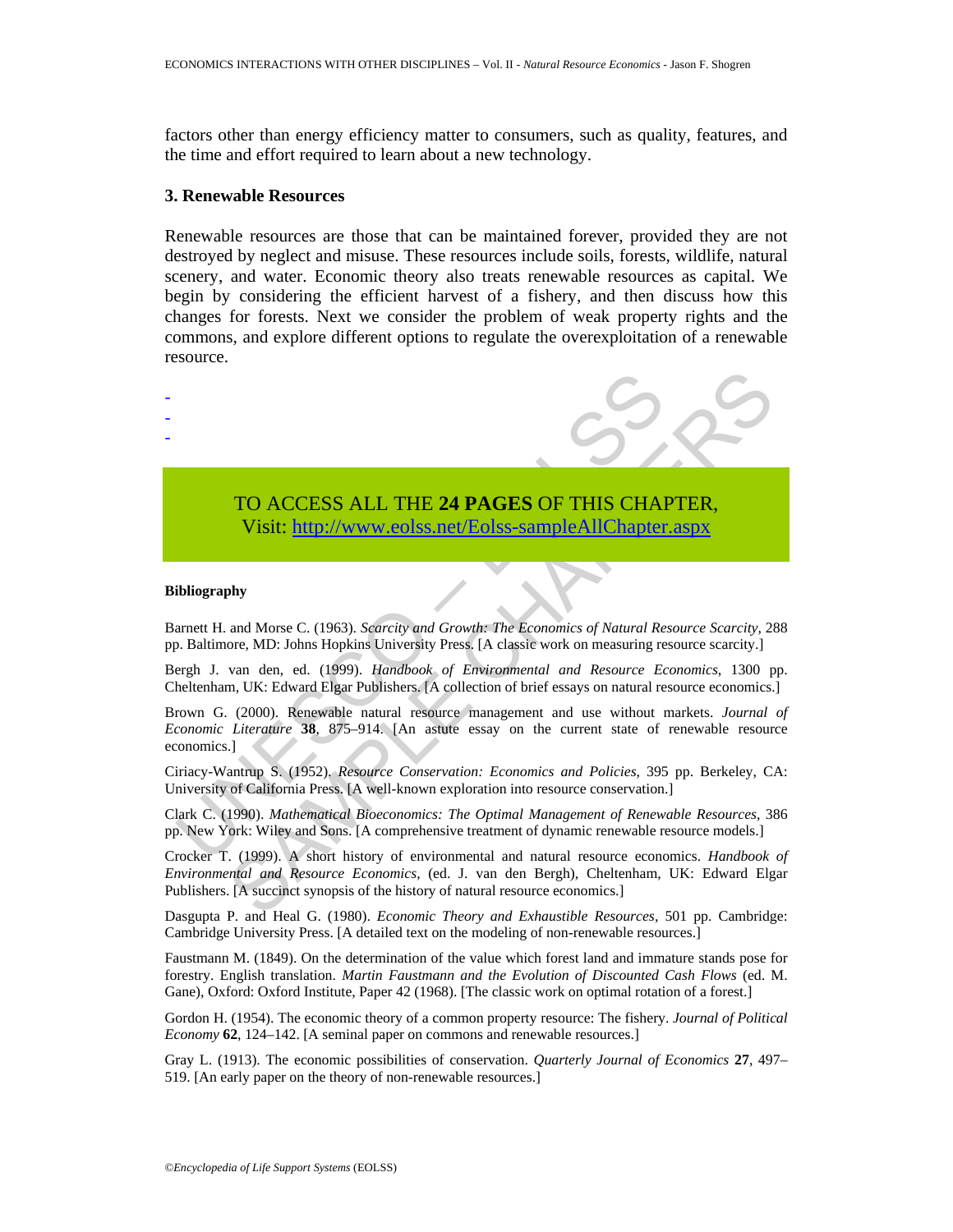factors other than energy efficiency matter to consumers, such as quality, features, and the time and effort required to learn about a new technology.

### 3. Renewable Resources

Renewable resources are those that can be maintained forever, provided they are not destroyed by neglect and misuse. These resources include soils, forests, wildlife, natural scenery, and water. Economic theory also treats renewable resources as capital. We begin by considering the efficient harvest of a fishery, and then discuss how this changes for forests. Next we consider the problem of weak property rights and the commons, and explore different options to regulate the overexploitation of a renewable resource.

-
-
-

TO ACCESS ALL THE **24 PAGES** OF THIS CHAPTER,
Visit: http://www.eolss.net/Eolss-sampleAllChapter.aspx

#### Bibliography

Barnett H. and Morse C. (1963). *Scarcity and Growth: The Economics of Natural Resource Scarcity*, 288 pp. Baltimore, MD: Johns Hopkins University Press. [A classic work on measuring resource scarcity.]

Bergh J. van den, ed. (1999). *Handbook of Environmental and Resource Economics*, 1300 pp. Cheltenham, UK: Edward Elgar Publishers. [A collection of brief essays on natural resource economics.]

Brown G. (2000). Renewable natural resource management and use without markets. *Journal of Economic Literature* **38**, 875–914. [An astute essay on the current state of renewable resource economics.]

Ciriacy-Wantrup S. (1952). *Resource Conservation: Economics and Policies*, 395 pp. Berkeley, CA: University of California Press. [A well-known exploration into resource conservation.]

Clark C. (1990). *Mathematical Bioeconomics: The Optimal Management of Renewable Resources*, 386 pp. New York: Wiley and Sons. [A comprehensive treatment of dynamic renewable resource models.]

Crocker T. (1999). A short history of environmental and natural resource economics. *Handbook of Environmental and Resource Economics*, (ed. J. van den Bergh), Cheltenham, UK: Edward Elgar Publishers. [A succinct synopsis of the history of natural resource economics.]

Dasgupta P. and Heal G. (1980). *Economic Theory and Exhaustible Resources*, 501 pp. Cambridge: Cambridge University Press. [A detailed text on the modeling of non-renewable resources.]

Faustmann M. (1849). On the determination of the value which forest land and immature stands pose for forestry. English translation. *Martin Faustmann and the Evolution of Discounted Cash Flows* (ed. M. Gane), Oxford: Oxford Institute, Paper 42 (1968). [The classic work on optimal rotation of a forest.]

Gordon H. (1954). The economic theory of a common property resource: The fishery. *Journal of Political Economy* **62**, 124–142. [A seminal paper on commons and renewable resources.]

Gray L. (1913). The economic possibilities of conservation. *Quarterly Journal of Economics* **27**, 497–519. [An early paper on the theory of non-renewable resources.]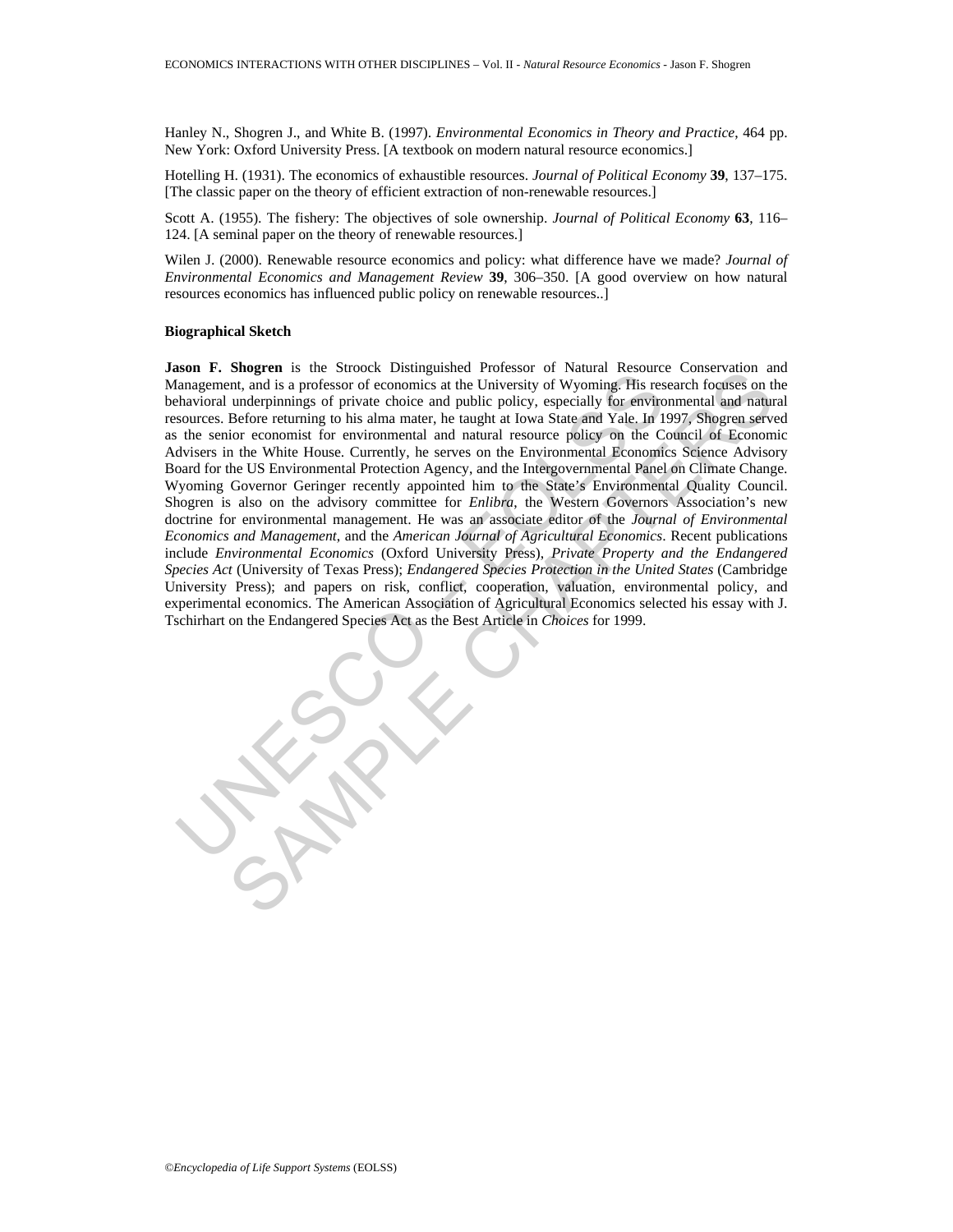Hanley N., Shogren J., and White B. (1997). *Environmental Economics in Theory and Practice*, 464 pp. New York: Oxford University Press. [A textbook on modern natural resource economics.]

Hotelling H. (1931). The economics of exhaustible resources. *Journal of Political Economy* **39**, 137–175. [The classic paper on the theory of efficient extraction of non-renewable resources.]

Scott A. (1955). The fishery: The objectives of sole ownership. *Journal of Political Economy* **63**, 116–124. [A seminal paper on the theory of renewable resources.]

Wilen J. (2000). Renewable resource economics and policy: what difference have we made? *Journal of Environmental Economics and Management Review* **39**, 306–350. [A good overview on how natural resources economics has influenced public policy on renewable resources..]

**Biographical Sketch**

**Jason F. Shogren** is the Stroock Distinguished Professor of Natural Resource Conservation and Management, and is a professor of economics at the University of Wyoming. His research focuses on the behavioral underpinnings of private choice and public policy, especially for environmental and natural resources. Before returning to his alma mater, he taught at Iowa State and Yale. In 1997, Shogren served as the senior economist for environmental and natural resource policy on the Council of Economic Advisers in the White House. Currently, he serves on the Environmental Economics Science Advisory Board for the US Environmental Protection Agency, and the Intergovernmental Panel on Climate Change. Wyoming Governor Geringer recently appointed him to the State's Environmental Quality Council. Shogren is also on the advisory committee for *Enlibra*, the Western Governors Association's new doctrine for environmental management. He was an associate editor of the *Journal of Environmental Economics and Management*, and the *American Journal of Agricultural Economics*. Recent publications include *Environmental Economics* (Oxford University Press), *Private Property and the Endangered Species Act* (University of Texas Press); *Endangered Species Protection in the United States* (Cambridge University Press); and papers on risk, conflict, cooperation, valuation, environmental policy, and experimental economics. The American Association of Agricultural Economics selected his essay with J. Tschirhart on the Endangered Species Act as the Best Article in *Choices* for 1999.